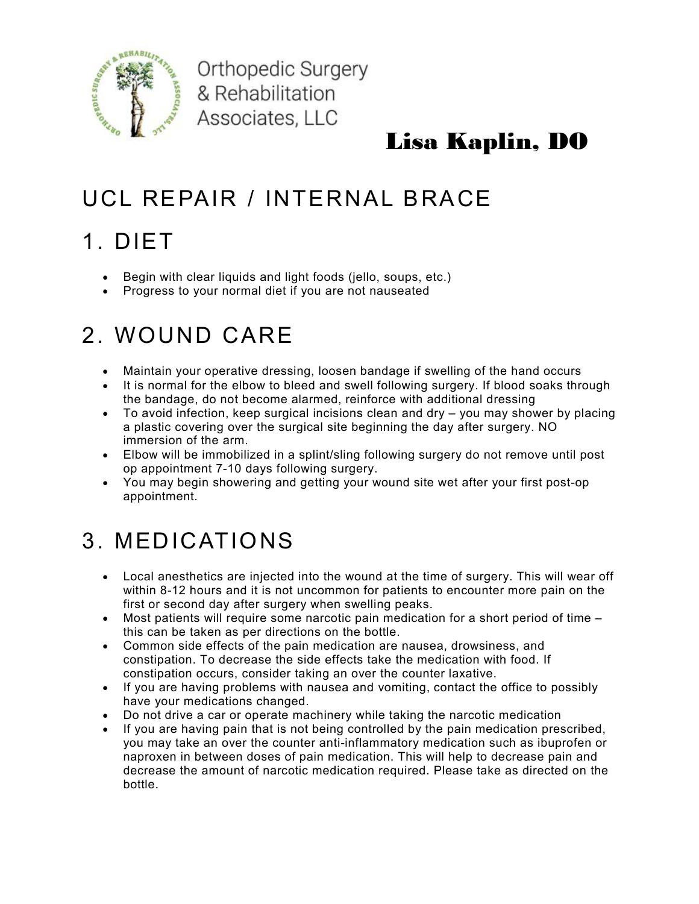Orthopedic Surgery & Rehabilitation Associates, LLC

**Lisa Kaplin, DO**

# UCL REPAIR / INTERNAL BRACE

## 1. DIET

- Begin with clear liquids and light foods (jello, soups, etc.)
- Progress to your normal diet if you are not nauseated

## 2. WOUND CARE

- Maintain your operative dressing, loosen bandage if swelling of the hand occurs
- It is normal for the elbow to bleed and swell following surgery. If blood soaks through the bandage, do not become alarmed, reinforce with additional dressing
- To avoid infection, keep surgical incisions clean and dry – you may shower by placing a plastic covering over the surgical site beginning the day after surgery. NO immersion of the arm.
- Elbow will be immobilized in a splint/sling following surgery do not remove until post op appointment 7-10 days following surgery.
- You may begin showering and getting your wound site wet after your first post-op appointment.

## 3. MEDICATIONS

- Local anesthetics are injected into the wound at the time of surgery. This will wear off within 8-12 hours and it is not uncommon for patients to encounter more pain on the first or second day after surgery when swelling peaks.
- Most patients will require some narcotic pain medication for a short period of time – this can be taken as per directions on the bottle.
- Common side effects of the pain medication are nausea, drowsiness, and constipation. To decrease the side effects take the medication with food. If constipation occurs, consider taking an over the counter laxative.
- If you are having problems with nausea and vomiting, contact the office to possibly have your medications changed.
- Do not drive a car or operate machinery while taking the narcotic medication
- If you are having pain that is not being controlled by the pain medication prescribed, you may take an over the counter anti-inflammatory medication such as ibuprofen or naproxen in between doses of pain medication. This will help to decrease pain and decrease the amount of narcotic medication required. Please take as directed on the bottle.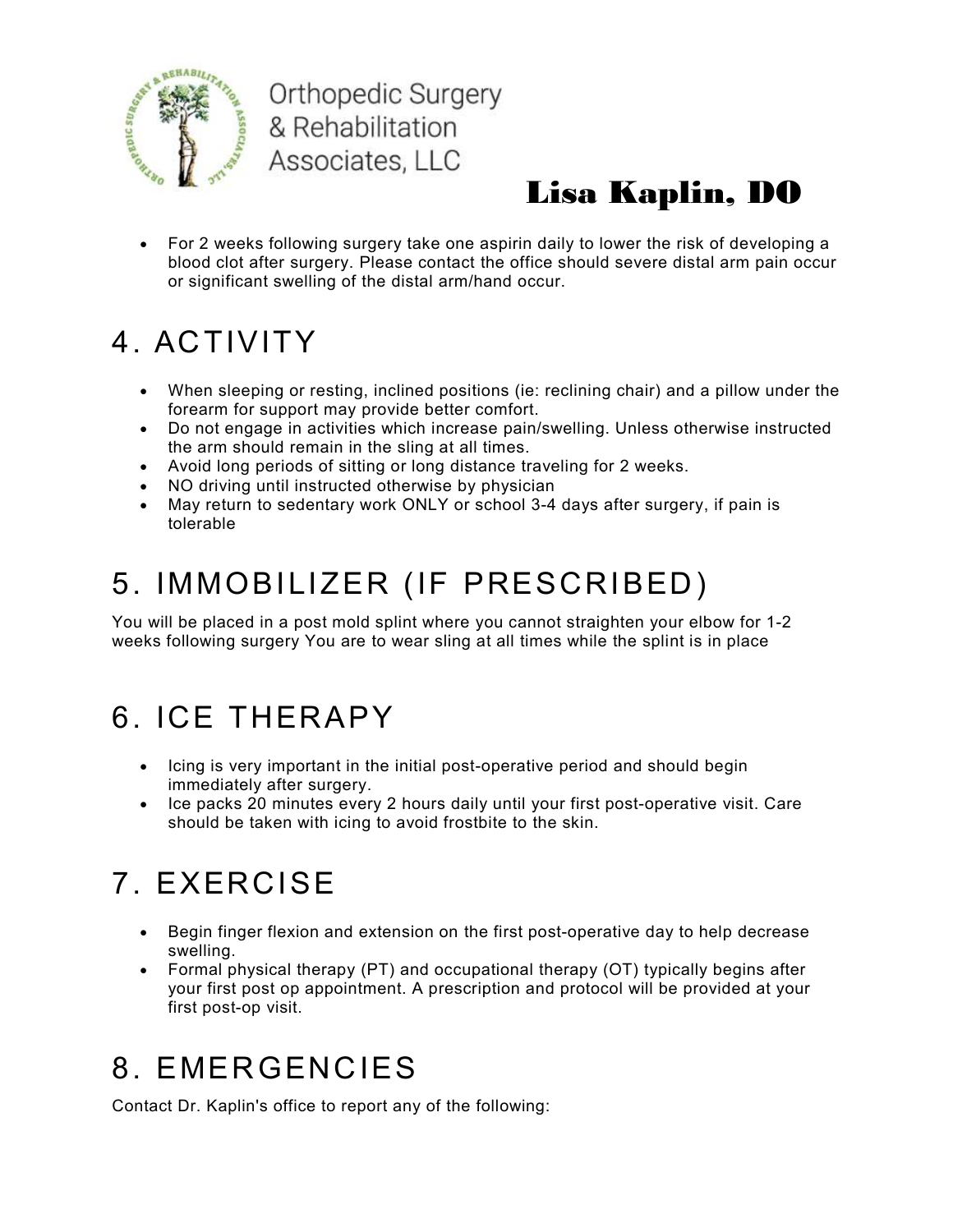- For 2 weeks following surgery take one aspirin daily to lower the risk of developing a blood clot after surgery. Please contact the office should severe distal arm pain occur or significant swelling of the distal arm/hand occur.

# 4. ACTIVITY

- When sleeping or resting, inclined positions (ie: reclining chair) and a pillow under the forearm for support may provide better comfort.
- Do not engage in activities which increase pain/swelling. Unless otherwise instructed the arm should remain in the sling at all times.
- Avoid long periods of sitting or long distance traveling for 2 weeks.
- NO driving until instructed otherwise by physician
- May return to sedentary work ONLY or school 3-4 days after surgery, if pain is tolerable

# 5. IMMOBILIZER (IF PRESCRIBED)

You will be placed in a post mold splint where you cannot straighten your elbow for 1-2 weeks following surgery You are to wear sling at all times while the splint is in place

# 6. ICE THERAPY

- Icing is very important in the initial post-operative period and should begin immediately after surgery.
- Ice packs 20 minutes every 2 hours daily until your first post-operative visit. Care should be taken with icing to avoid frostbite to the skin.

# 7. EXERCISE

- Begin finger flexion and extension on the first post-operative day to help decrease swelling.
- Formal physical therapy (PT) and occupational therapy (OT) typically begins after your first post op appointment. A prescription and protocol will be provided at your first post-op visit.

# 8. EMERGENCIES

Contact Dr. Kaplin's office to report any of the following: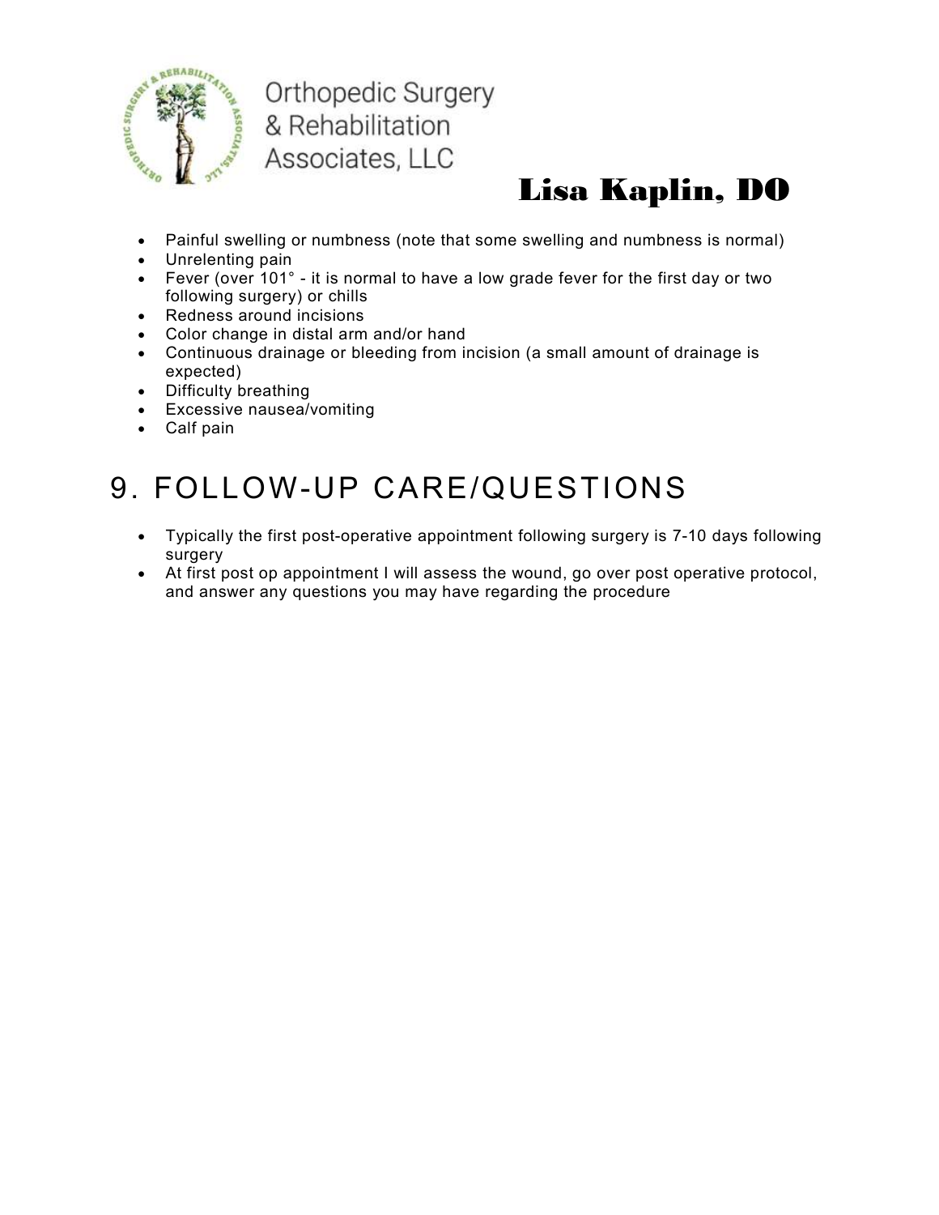- Painful swelling or numbness (note that some swelling and numbness is normal)
- Unrelenting pain
- Fever (over 101° - it is normal to have a low grade fever for the first day or two following surgery) or chills
- Redness around incisions
- Color change in distal arm and/or hand
- Continuous drainage or bleeding from incision (a small amount of drainage is expected)
- Difficulty breathing
- Excessive nausea/vomiting
- Calf pain

# 9. FOLLOW-UP CARE/QUESTIONS

- Typically the first post-operative appointment following surgery is 7-10 days following surgery
- At first post op appointment I will assess the wound, go over post operative protocol, and answer any questions you may have regarding the procedure